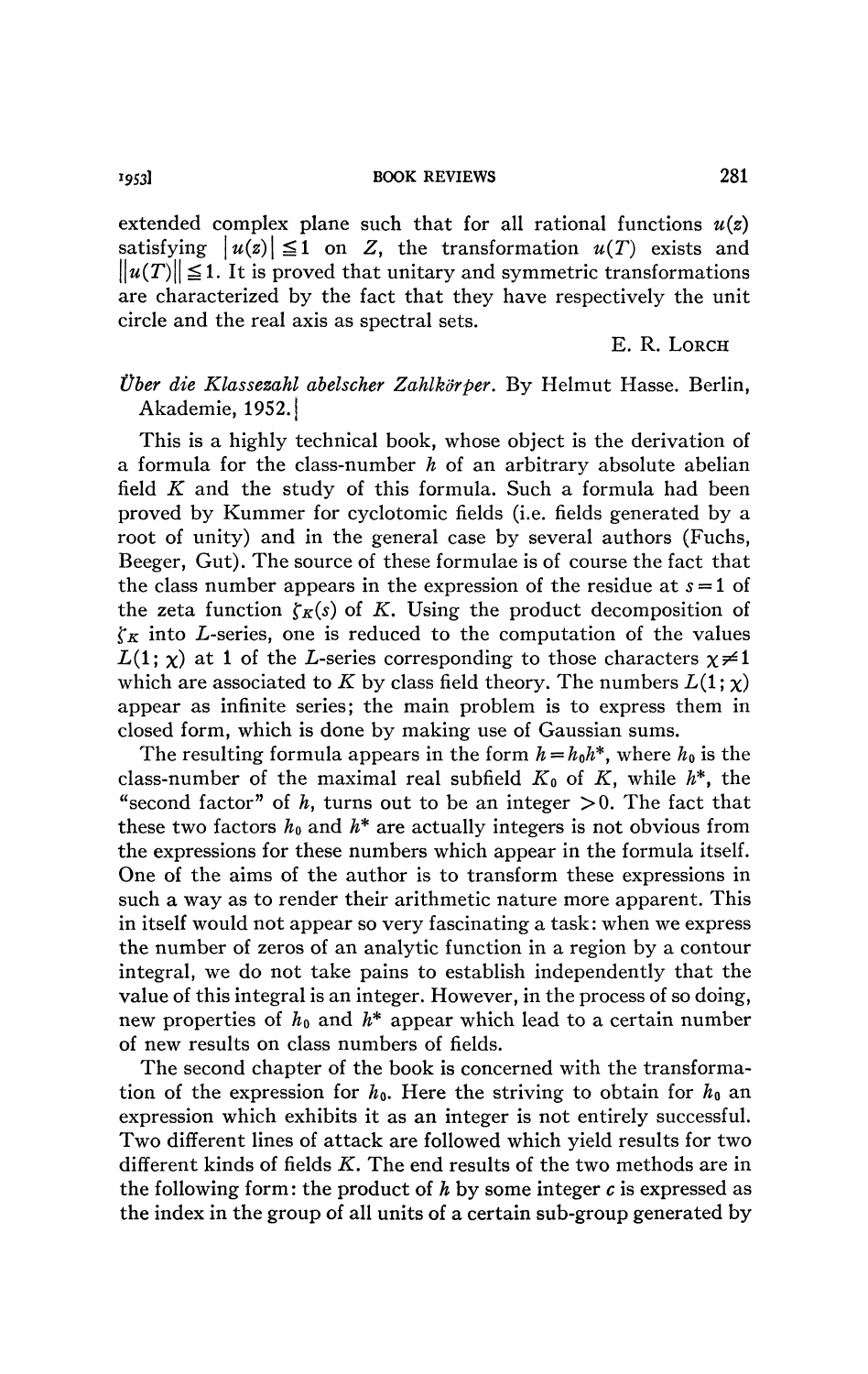extended complex plane such that for all rational functions $u(z)$ satisfying $|u(z)| \leqq 1$ on $Z$, the transformation $u(T)$ exists and $\|u(T)\| \leqq 1$. It is proved that unitary and symmetric transformations are characterized by the fact that they have respectively the unit circle and the real axis as spectral sets.

E. R. LORCH

*Über die Klassezahl abelscher Zahlkörper.* By Helmut Hasse. Berlin, Akademie, 1952.

This is a highly technical book, whose object is the derivation of a formula for the class-number $h$ of an arbitrary absolute abelian field $K$ and the study of this formula. Such a formula had been proved by Kummer for cyclotomic fields (i.e. fields generated by a root of unity) and in the general case by several authors (Fuchs, Beeger, Gut). The source of these formulae is of course the fact that the class number appears in the expression of the residue at $s=1$ of the zeta function $\zeta_K(s)$ of $K$. Using the product decomposition of $\zeta_K$ into $L$-series, one is reduced to the computation of the values $L(1;\chi)$ at 1 of the $L$-series corresponding to those characters $\chi \neq 1$ which are associated to $K$ by class field theory. The numbers $L(1;\chi)$ appear as infinite series; the main problem is to express them in closed form, which is done by making use of Gaussian sums.

The resulting formula appears in the form $h=h_0h^*$, where $h_0$ is the class-number of the maximal real subfield $K_0$ of $K$, while $h^*$, the "second factor" of $h$, turns out to be an integer $>0$. The fact that these two factors $h_0$ and $h^*$ are actually integers is not obvious from the expressions for these numbers which appear in the formula itself. One of the aims of the author is to transform these expressions in such a way as to render their arithmetic nature more apparent. This in itself would not appear so very fascinating a task: when we express the number of zeros of an analytic function in a region by a contour integral, we do not take pains to establish independently that the value of this integral is an integer. However, in the process of so doing, new properties of $h_0$ and $h^*$ appear which lead to a certain number of new results on class numbers of fields.

The second chapter of the book is concerned with the transformation of the expression for $h_0$. Here the striving to obtain for $h_0$ an expression which exhibits it as an integer is not entirely successful. Two different lines of attack are followed which yield results for two different kinds of fields $K$. The end results of the two methods are in the following form: the product of $h$ by some integer $c$ is expressed as the index in the group of all units of a certain sub-group generated by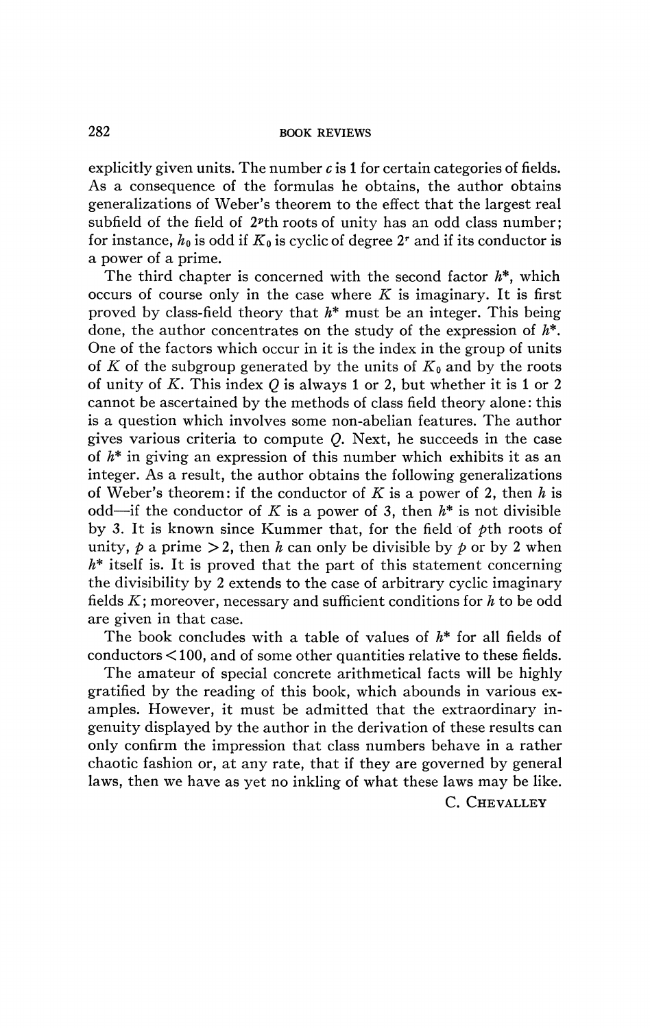explicitly given units. The number $c$ is 1 for certain categories of fields. As a consequence of the formulas he obtains, the author obtains generalizations of Weber's theorem to the effect that the largest real subfield of the field of $2^p$th roots of unity has an odd class number; for instance, $h_0$ is odd if $K_0$ is cyclic of degree $2^r$ and if its conductor is a power of a prime.

The third chapter is concerned with the second factor $h^*$, which occurs of course only in the case where $K$ is imaginary. It is first proved by class-field theory that $h^*$ must be an integer. This being done, the author concentrates on the study of the expression of $h^*$. One of the factors which occur in it is the index in the group of units of $K$ of the subgroup generated by the units of $K_0$ and by the roots of unity of $K$. This index $Q$ is always 1 or 2, but whether it is 1 or 2 cannot be ascertained by the methods of class field theory alone: this is a question which involves some non-abelian features. The author gives various criteria to compute $Q$. Next, he succeeds in the case of $h^*$ in giving an expression of this number which exhibits it as an integer. As a result, the author obtains the following generalizations of Weber's theorem: if the conductor of $K$ is a power of 2, then $h$ is odd—if the conductor of $K$ is a power of 3, then $h^*$ is not divisible by 3. It is known since Kummer that, for the field of $p$th roots of unity, $p$ a prime $>2$, then $h$ can only be divisible by $p$ or by 2 when $h^*$ itself is. It is proved that the part of this statement concerning the divisibility by 2 extends to the case of arbitrary cyclic imaginary fields $K$; moreover, necessary and sufficient conditions for $h$ to be odd are given in that case.

The book concludes with a table of values of $h^*$ for all fields of conductors $<100$, and of some other quantities relative to these fields.

The amateur of special concrete arithmetical facts will be highly gratified by the reading of this book, which abounds in various examples. However, it must be admitted that the extraordinary ingenuity displayed by the author in the derivation of these results can only confirm the impression that class numbers behave in a rather chaotic fashion or, at any rate, that if they are governed by general laws, then we have as yet no inkling of what these laws may be like.

C. CHEVALLEY